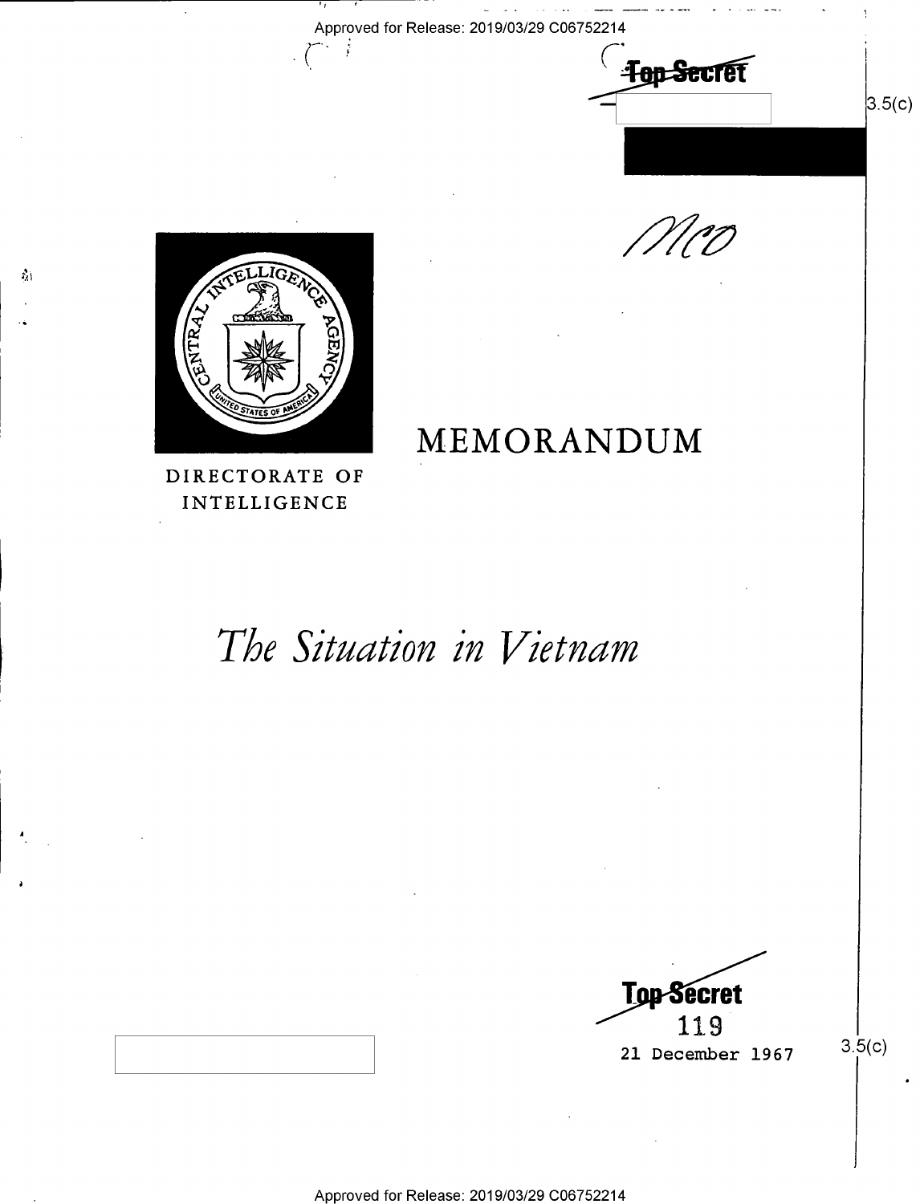Approved for Release: 2019/03/29 C06752214

Top Secret

3.5(c)

MCO

DIRECTORATE OF INTELLIGENCE

# MEMORANDUM

# *The Situation in Vietnam*

Top Secret

119

21 December 1967

3.5(c)

Approved for Release: 2019/03/29 C06752214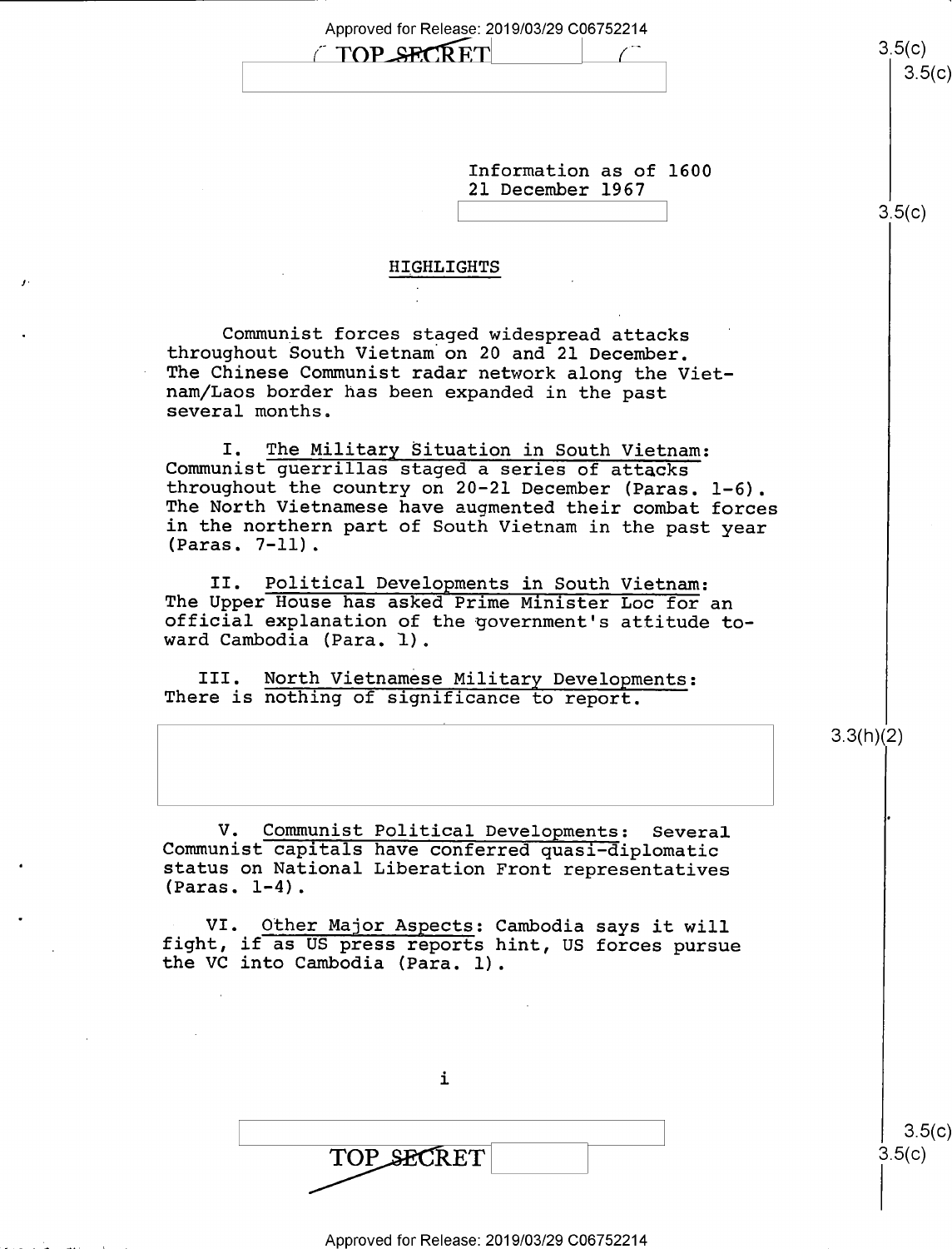Information as of 1600
21 December 1967

## HIGHLIGHTS

Communist forces staged widespread attacks throughout South Vietnam on 20 and 21 December. The Chinese Communist radar network along the Vietnam/Laos border has been expanded in the past several months.

I. The Military Situation in South Vietnam: Communist guerrillas staged a series of attacks throughout the country on 20-21 December (Paras. 1-6). The North Vietnamese have augmented their combat forces in the northern part of South Vietnam in the past year (Paras. 7-11).

II. Political Developments in South Vietnam: The Upper House has asked Prime Minister Loc for an official explanation of the government's attitude toward Cambodia (Para. 1).

III. North Vietnamese Military Developments: There is nothing of significance to report.

V. Communist Political Developments: Several Communist capitals have conferred quasi-diplomatic status on National Liberation Front representatives (Paras. 1-4).

VI. Other Major Aspects: Cambodia says it will fight, if as US press reports hint, US forces pursue the VC into Cambodia (Para. 1).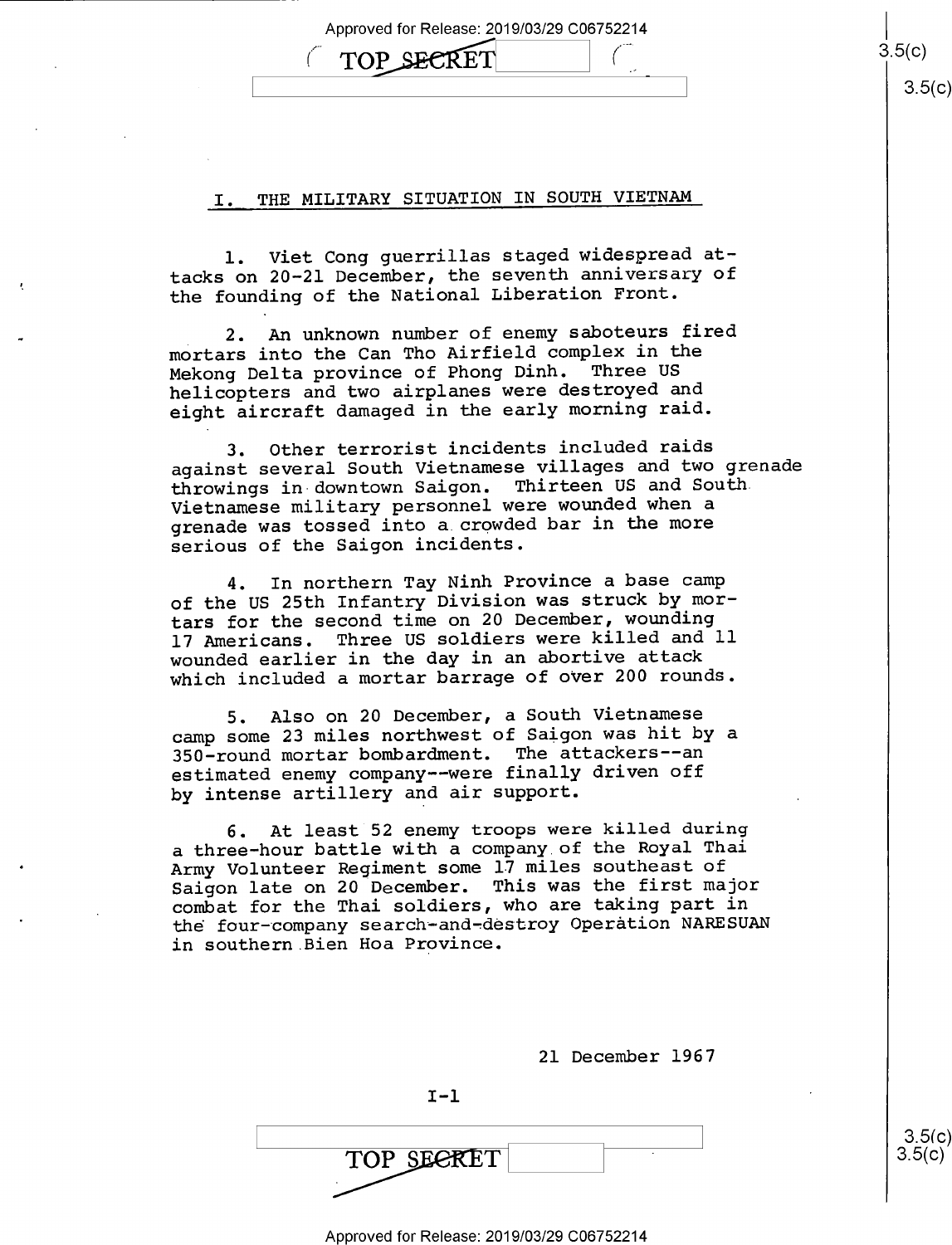## I. THE MILITARY SITUATION IN SOUTH VIETNAM

1. Viet Cong guerrillas staged widespread attacks on 20-21 December, the seventh anniversary of the founding of the National Liberation Front.

2. An unknown number of enemy saboteurs fired mortars into the Can Tho Airfield complex in the Mekong Delta province of Phong Dinh. Three US helicopters and two airplanes were destroyed and eight aircraft damaged in the early morning raid.

3. Other terrorist incidents included raids against several South Vietnamese villages and two grenade throwings in downtown Saigon. Thirteen US and South Vietnamese military personnel were wounded when a grenade was tossed into a crowded bar in the more serious of the Saigon incidents.

4. In northern Tay Ninh Province a base camp of the US 25th Infantry Division was struck by mortars for the second time on 20 December, wounding 17 Americans. Three US soldiers were killed and 11 wounded earlier in the day in an abortive attack which included a mortar barrage of over 200 rounds.

5. Also on 20 December, a South Vietnamese camp some 23 miles northwest of Saigon was hit by a 350-round mortar bombardment. The attackers--an estimated enemy company--were finally driven off by intense artillery and air support.

6. At least 52 enemy troops were killed during a three-hour battle with a company of the Royal Thai Army Volunteer Regiment some 17 miles southeast of Saigon late on 20 December. This was the first major combat for the Thai soldiers, who are taking part in the four-company search-and-destroy Operation NARESUAN in southern Bien Hoa Province.

21 December 1967

I-1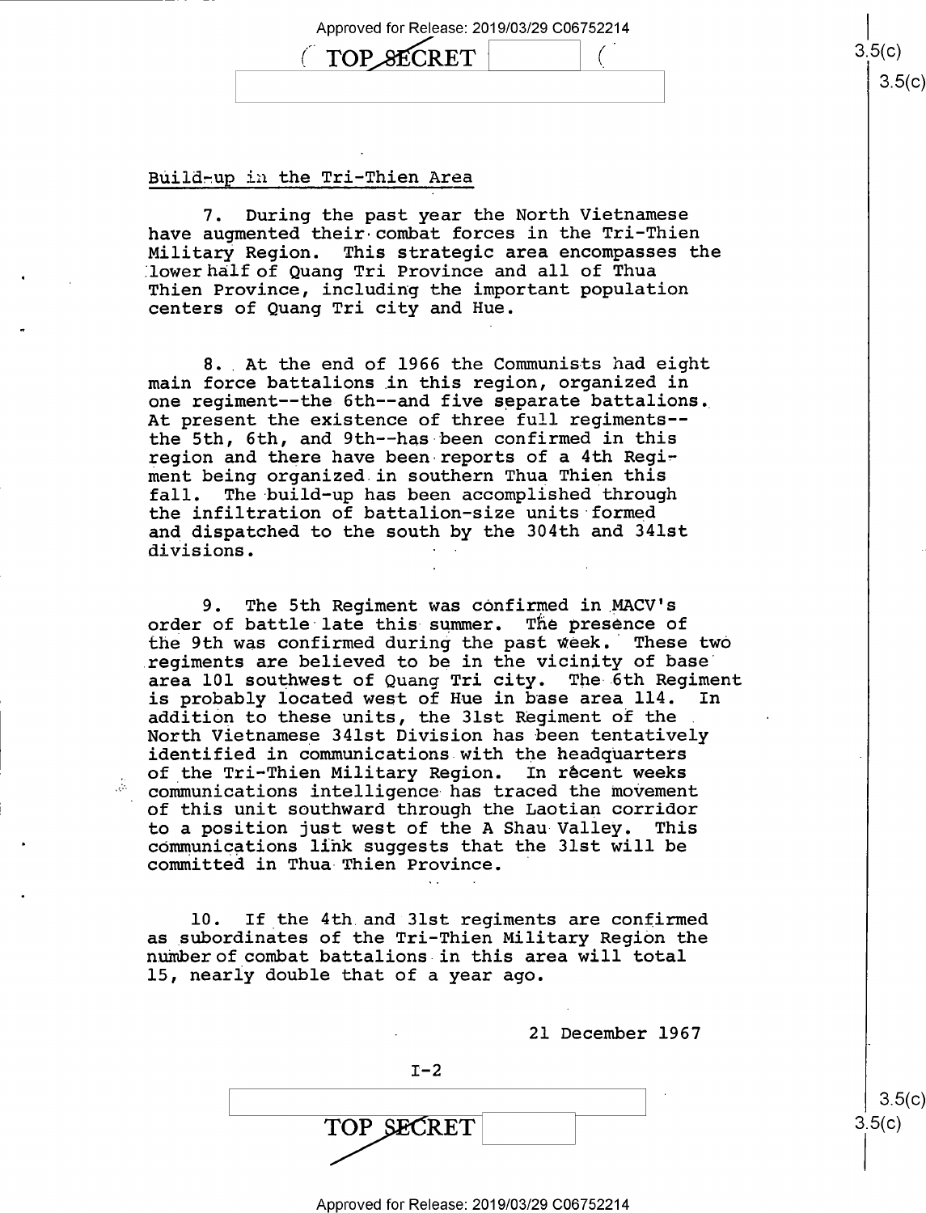## Build-up in the Tri-Thien Area

7. During the past year the North Vietnamese have augmented their combat forces in the Tri-Thien Military Region. This strategic area encompasses the lower half of Quang Tri Province and all of Thua Thien Province, including the important population centers of Quang Tri city and Hue.

8. At the end of 1966 the Communists had eight main force battalions in this region, organized in one regiment--the 6th--and five separate battalions. At present the existence of three full regiments--the 5th, 6th, and 9th--has been confirmed in this region and there have been reports of a 4th Regiment being organized in southern Thua Thien this fall. The build-up has been accomplished through the infiltration of battalion-size units formed and dispatched to the south by the 304th and 341st divisions.

9. The 5th Regiment was confirmed in MACV's order of battle late this summer. The presence of the 9th was confirmed during the past week. These two regiments are believed to be in the vicinity of base area 101 southwest of Quang Tri city. The 6th Regiment is probably located west of Hue in base area 114. In addition to these units, the 31st Regiment of the North Vietnamese 341st Division has been tentatively identified in communications with the headquarters of the Tri-Thien Military Region. In recent weeks communications intelligence has traced the movement of this unit southward through the Laotian corridor to a position just west of the A Shau Valley. This communications link suggests that the 31st will be committed in Thua Thien Province.

10. If the 4th and 31st regiments are confirmed as subordinates of the Tri-Thien Military Region the number of combat battalions in this area will total 15, nearly double that of a year ago.

21 December 1967

I-2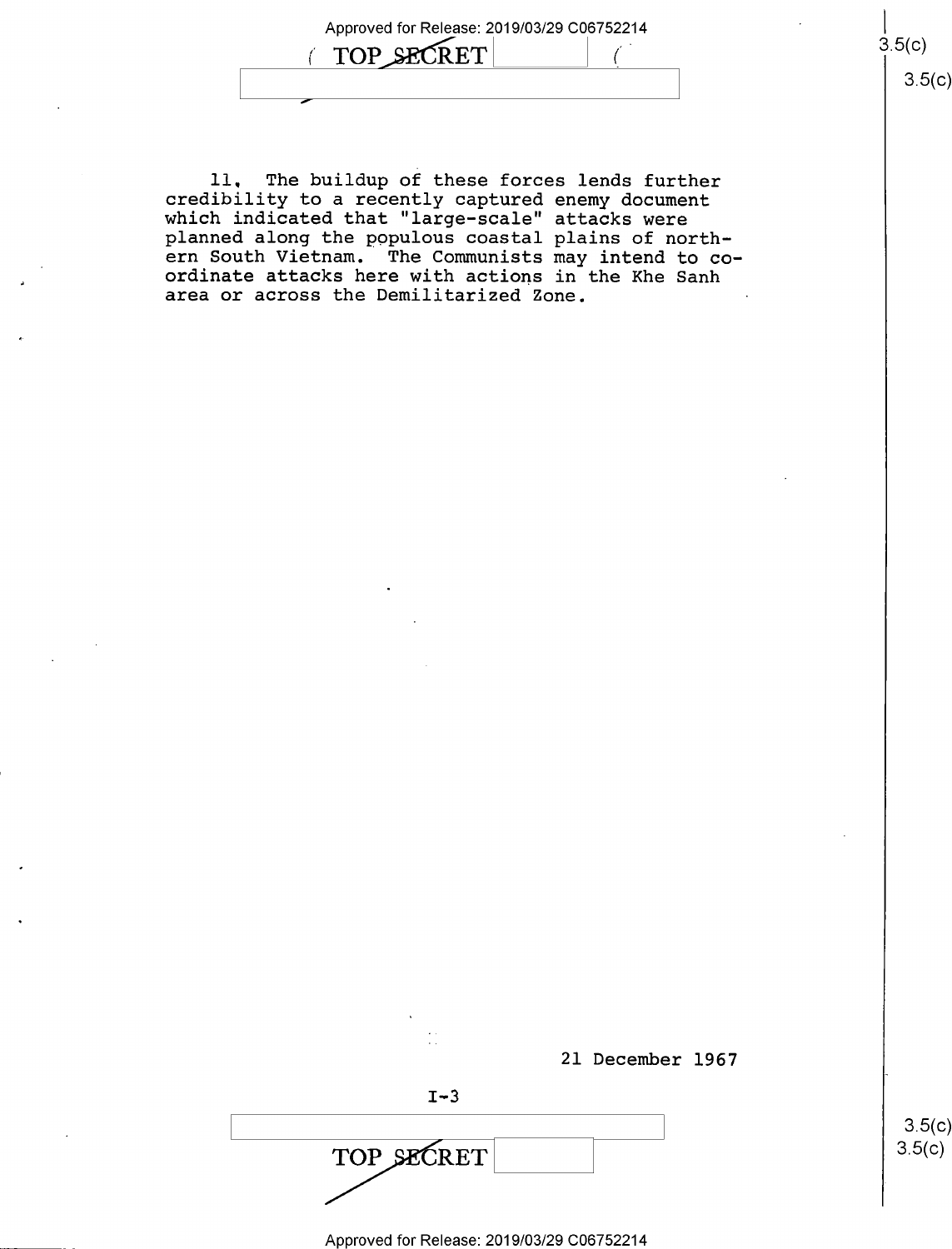11. The buildup of these forces lends further credibility to a recently captured enemy document which indicated that "large-scale" attacks were planned along the populous coastal plains of northern South Vietnam. The Communists may intend to coordinate attacks here with actions in the Khe Sanh area or across the Demilitarized Zone.

21 December 1967

I-3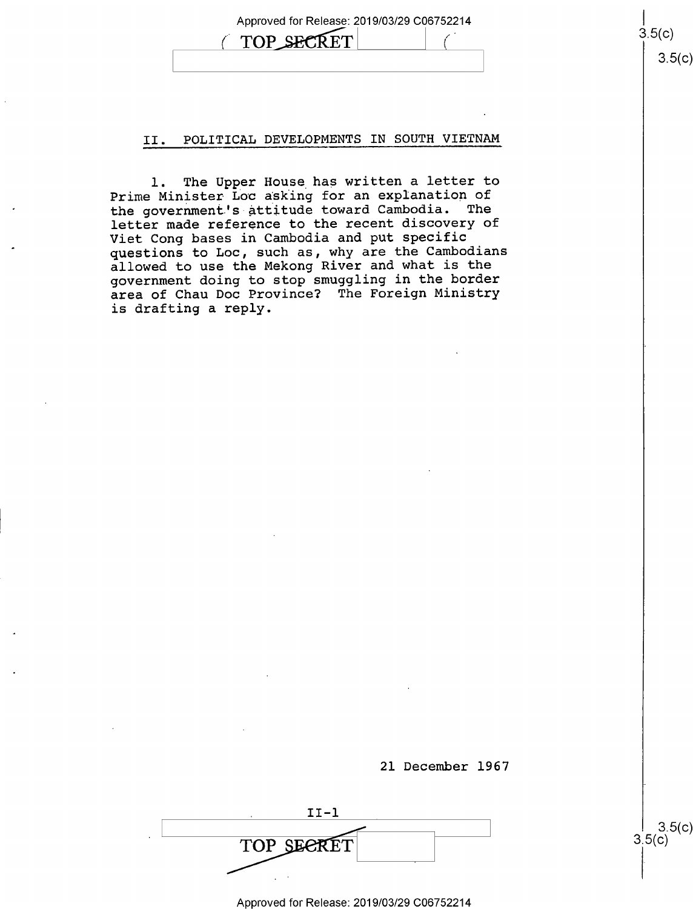## II. POLITICAL DEVELOPMENTS IN SOUTH VIETNAM

1. The Upper House has written a letter to Prime Minister Loc asking for an explanation of the government's attitude toward Cambodia. The letter made reference to the recent discovery of Viet Cong bases in Cambodia and put specific questions to Loc, such as, why are the Cambodians allowed to use the Mekong River and what is the government doing to stop smuggling in the border area of Chau Doc Province? The Foreign Ministry is drafting a reply.

21 December 1967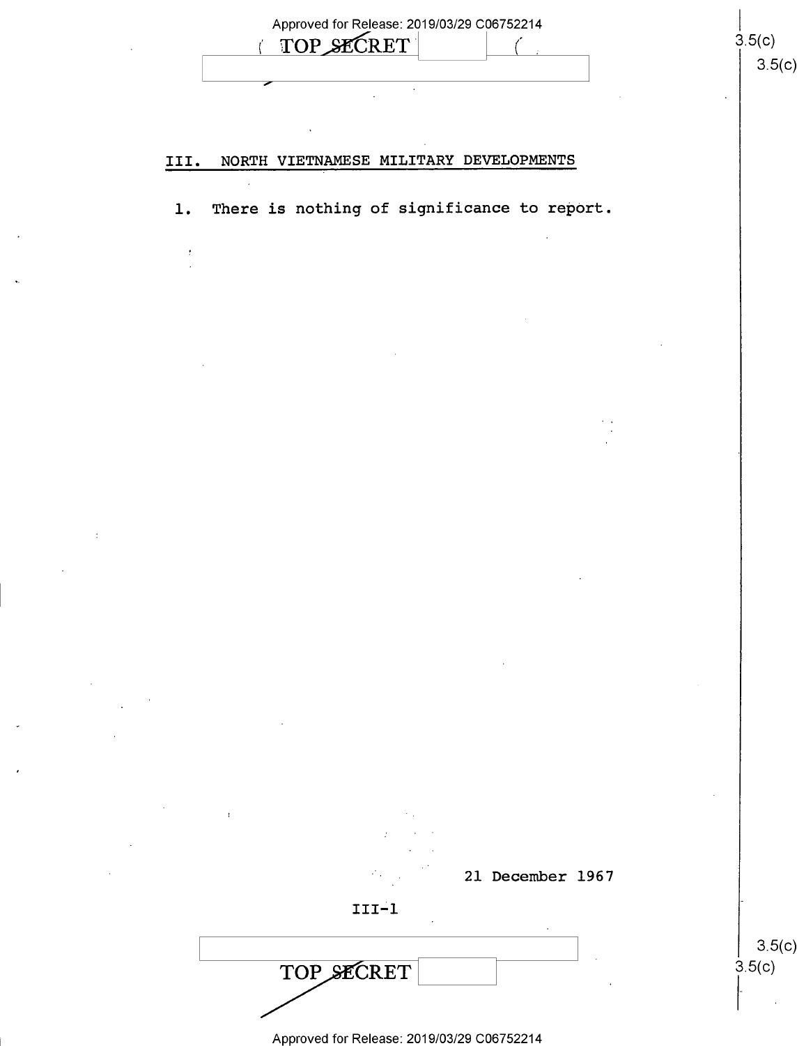## III. NORTH VIETNAMESE MILITARY DEVELOPMENTS

1. There is nothing of significance to report.

21 December 1967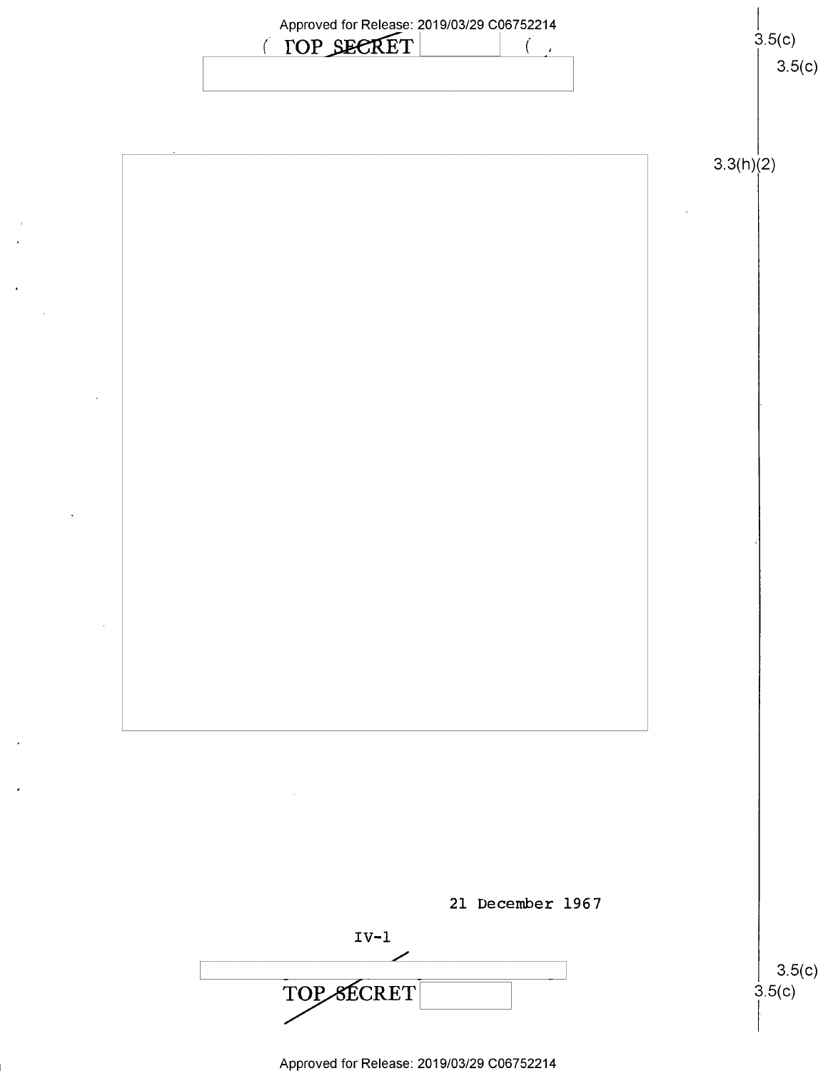21 December 1967

IV-1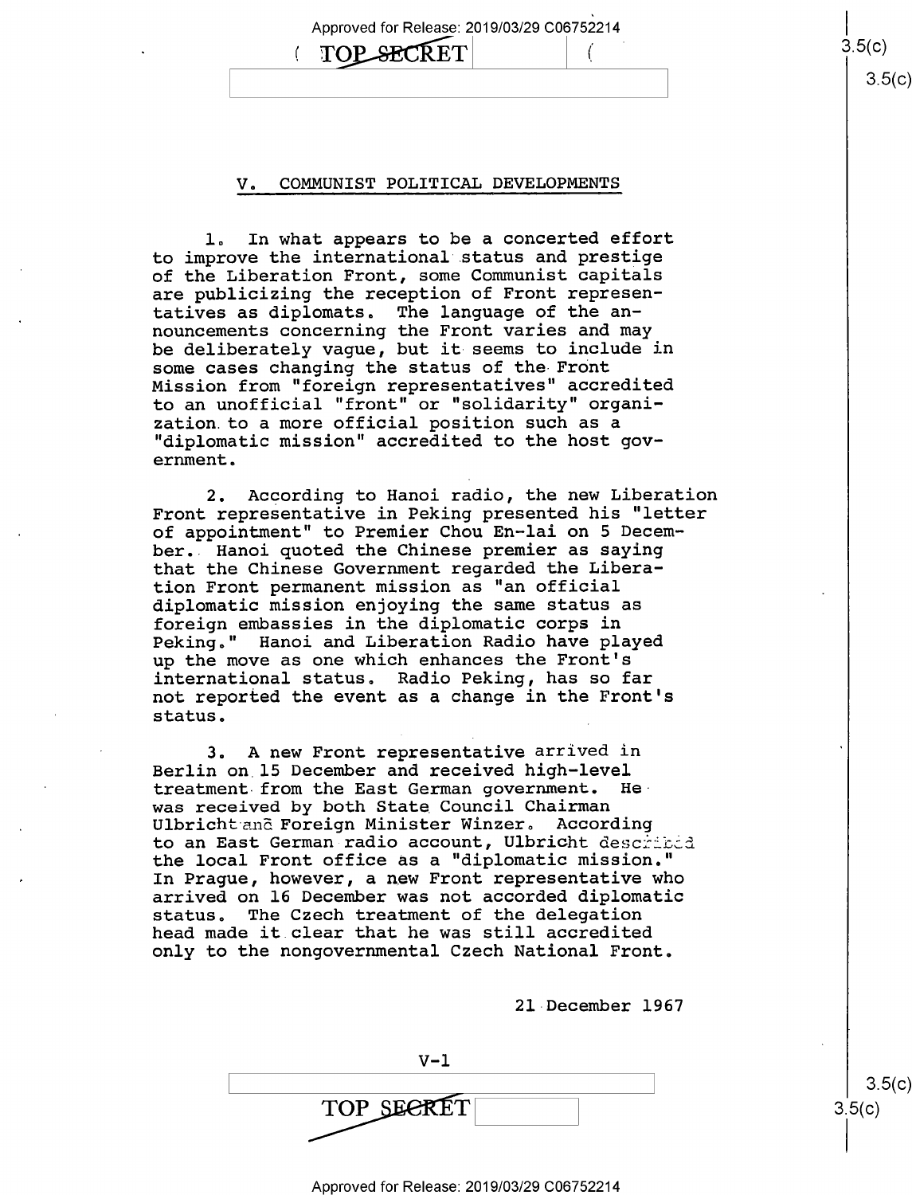## V. COMMUNIST POLITICAL DEVELOPMENTS

1. In what appears to be a concerted effort to improve the international status and prestige of the Liberation Front, some Communist capitals are publicizing the reception of Front representatives as diplomats. The language of the announcements concerning the Front varies and may be deliberately vague, but it seems to include in some cases changing the status of the Front Mission from "foreign representatives" accredited to an unofficial "front" or "solidarity" organization to a more official position such as a "diplomatic mission" accredited to the host government.

2. According to Hanoi radio, the new Liberation Front representative in Peking presented his "letter of appointment" to Premier Chou En-lai on 5 December. Hanoi quoted the Chinese premier as saying that the Chinese Government regarded the Liberation Front permanent mission as "an official diplomatic mission enjoying the same status as foreign embassies in the diplomatic corps in Peking." Hanoi and Liberation Radio have played up the move as one which enhances the Front's international status. Radio Peking, has so far not reported the event as a change in the Front's status.

3. A new Front representative arrived in Berlin on 15 December and received high-level treatment from the East German government. He was received by both State Council Chairman Ulbricht and Foreign Minister Winzer. According to an East German radio account, Ulbricht described the local Front office as a "diplomatic mission." In Prague, however, a new Front representative who arrived on 16 December was not accorded diplomatic status. The Czech treatment of the delegation head made it clear that he was still accredited only to the nongovernmental Czech National Front.

21 December 1967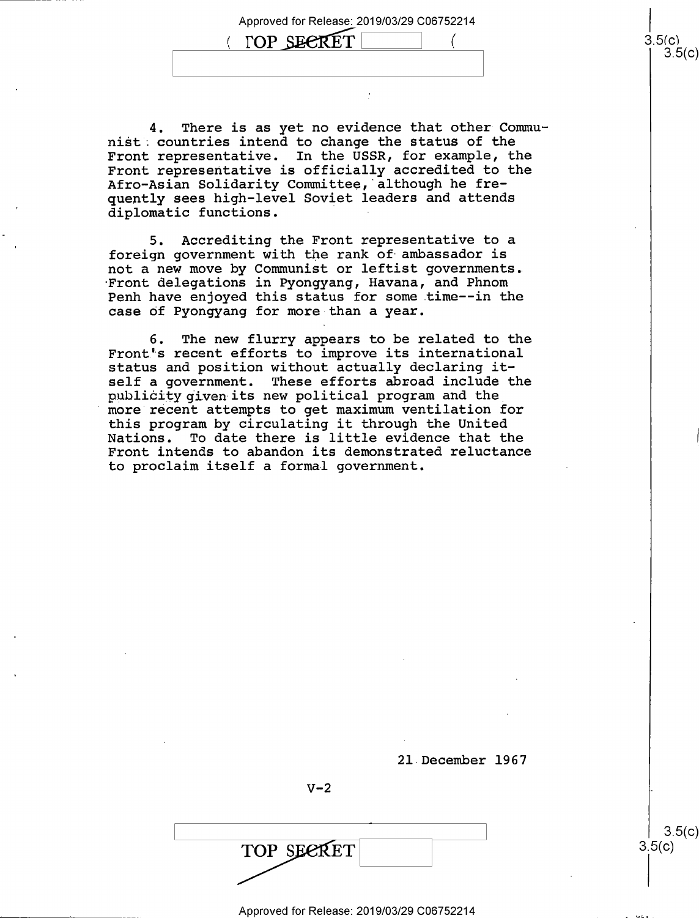4. There is as yet no evidence that other Communist countries intend to change the status of the Front representative. In the USSR, for example, the Front representative is officially accredited to the Afro-Asian Solidarity Committee, although he frequently sees high-level Soviet leaders and attends diplomatic functions.

5. Accrediting the Front representative to a foreign government with the rank of ambassador is not a new move by Communist or leftist governments. Front delegations in Pyongyang, Havana, and Phnom Penh have enjoyed this status for some time--in the case of Pyongyang for more than a year.

6. The new flurry appears to be related to the Front's recent efforts to improve its international status and position without actually declaring itself a government. These efforts abroad include the publicity given its new political program and the more recent attempts to get maximum ventilation for this program by circulating it through the United Nations. To date there is little evidence that the Front intends to abandon its demonstrated reluctance to proclaim itself a formal government.

21 December 1967

V-2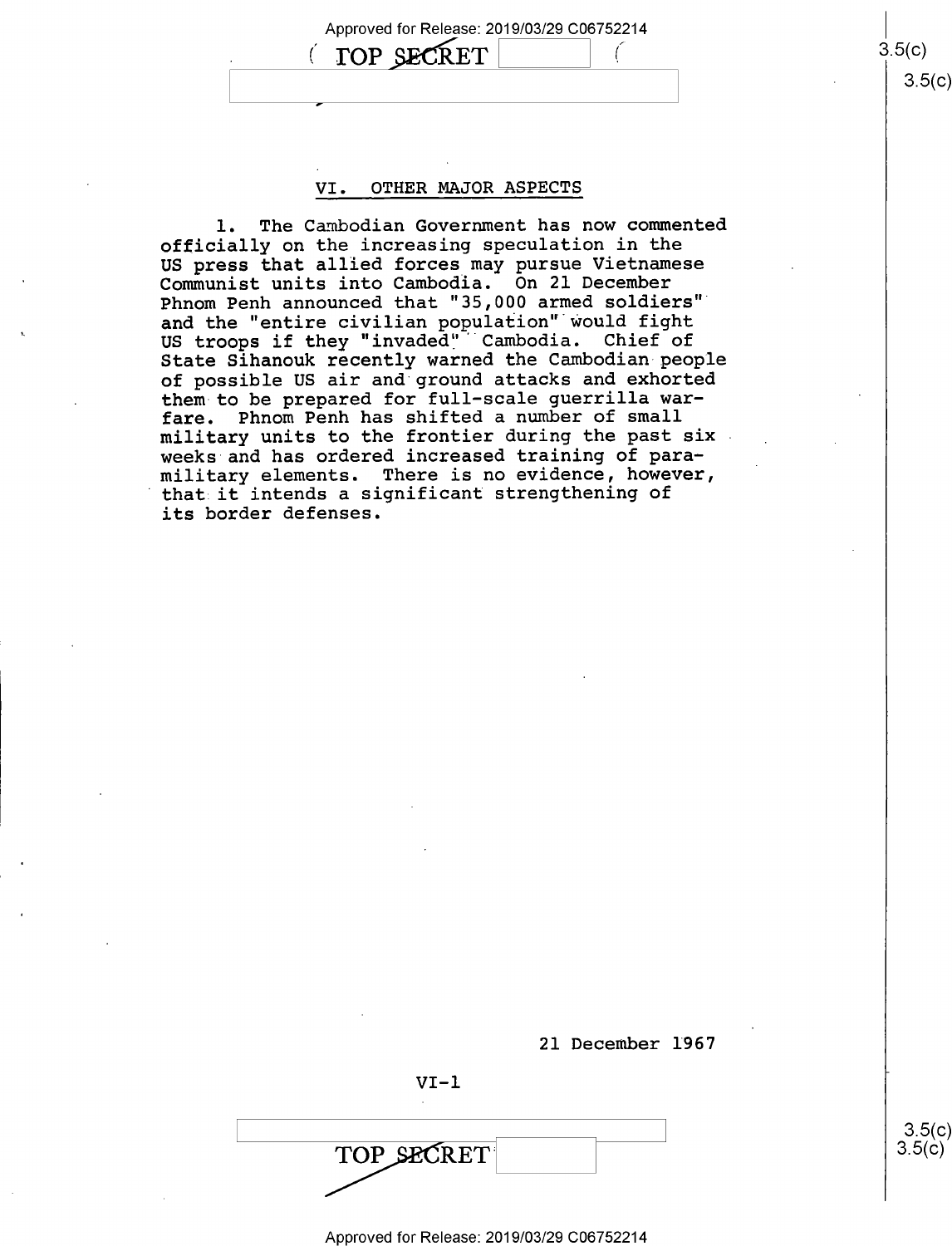## VI. OTHER MAJOR ASPECTS

1. The Cambodian Government has now commented officially on the increasing speculation in the US press that allied forces may pursue Vietnamese Communist units into Cambodia. On 21 December Phnom Penh announced that "35,000 armed soldiers" and the "entire civilian population" would fight US troops if they "invaded" Cambodia. Chief of State Sihanouk recently warned the Cambodian people of possible US air and ground attacks and exhorted them to be prepared for full-scale guerrilla warfare. Phnom Penh has shifted a number of small military units to the frontier during the past six weeks and has ordered increased training of paramilitary elements. There is no evidence, however, that it intends a significant strengthening of its border defenses.

21 December 1967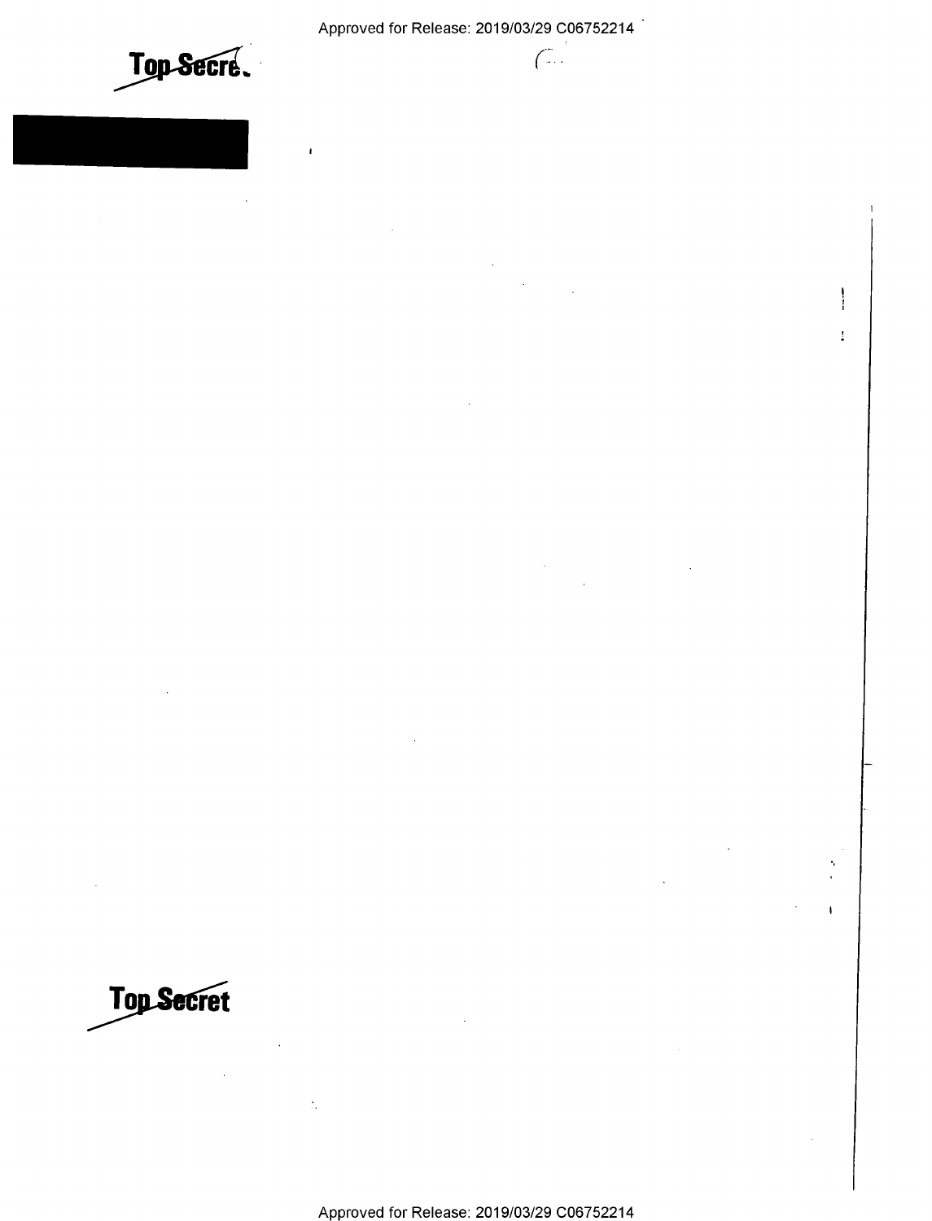Top Secret

Top Secret